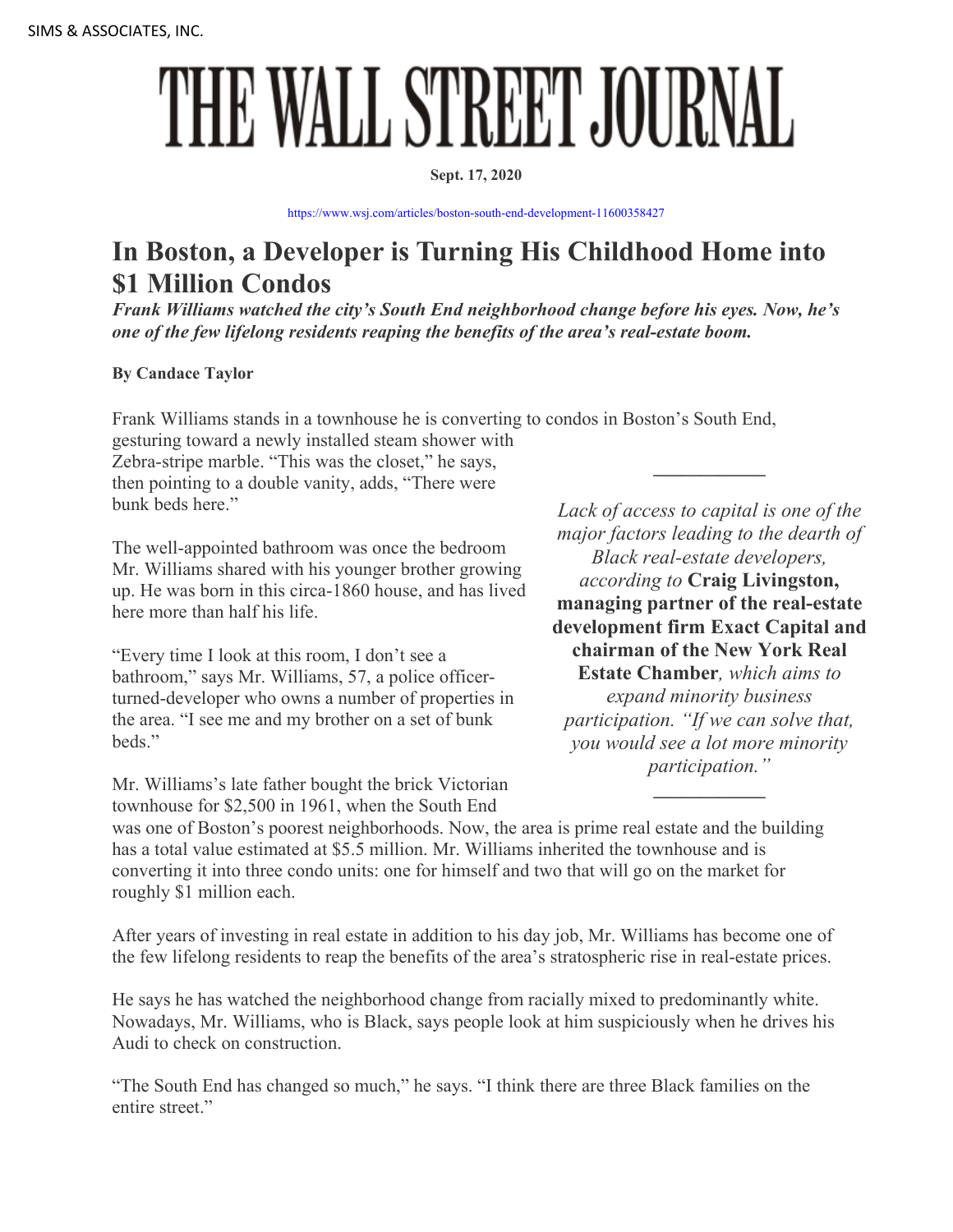SIMS & ASSOCIATES, INC.

# THE WALL STREET JOURNAL

**Sept. 17, 2020**

https://www.wsj.com/articles/boston-south-end-development-11600358427

## In Boston, a Developer is Turning His Childhood Home into $1 Million Condos

***Frank Williams watched the city's South End neighborhood change before his eyes. Now, he's one of the few lifelong residents reaping the benefits of the area's real-estate boom.***

**By Candace Taylor**

Frank Williams stands in a townhouse he is converting to condos in Boston's South End, gesturing toward a newly installed steam shower with Zebra-stripe marble. "This was the closet," he says, then pointing to a double vanity, adds, "There were bunk beds here."

The well-appointed bathroom was once the bedroom Mr. Williams shared with his younger brother growing up. He was born in this circa-1860 house, and has lived here more than half his life.

"Every time I look at this room, I don't see a bathroom," says Mr. Williams, 57, a police officer-turned-developer who owns a number of properties in the area. "I see me and my brother on a set of bunk beds."

---

*Lack of access to capital is one of the major factors leading to the dearth of Black real-estate developers, according to* **Craig Livingston, managing partner of the real-estate development firm Exact Capital and chairman of the New York Real Estate Chamber***, which aims to expand minority business participation. "If we can solve that, you would see a lot more minority participation."*

---

Mr. Williams's late father bought the brick Victorian townhouse for $2,500 in 1961, when the South End was one of Boston's poorest neighborhoods. Now, the area is prime real estate and the building has a total value estimated at $5.5 million. Mr. Williams inherited the townhouse and is converting it into three condo units: one for himself and two that will go on the market for roughly $1 million each.

After years of investing in real estate in addition to his day job, Mr. Williams has become one of the few lifelong residents to reap the benefits of the area's stratospheric rise in real-estate prices.

He says he has watched the neighborhood change from racially mixed to predominantly white. Nowadays, Mr. Williams, who is Black, says people look at him suspiciously when he drives his Audi to check on construction.

"The South End has changed so much," he says. "I think there are three Black families on the entire street."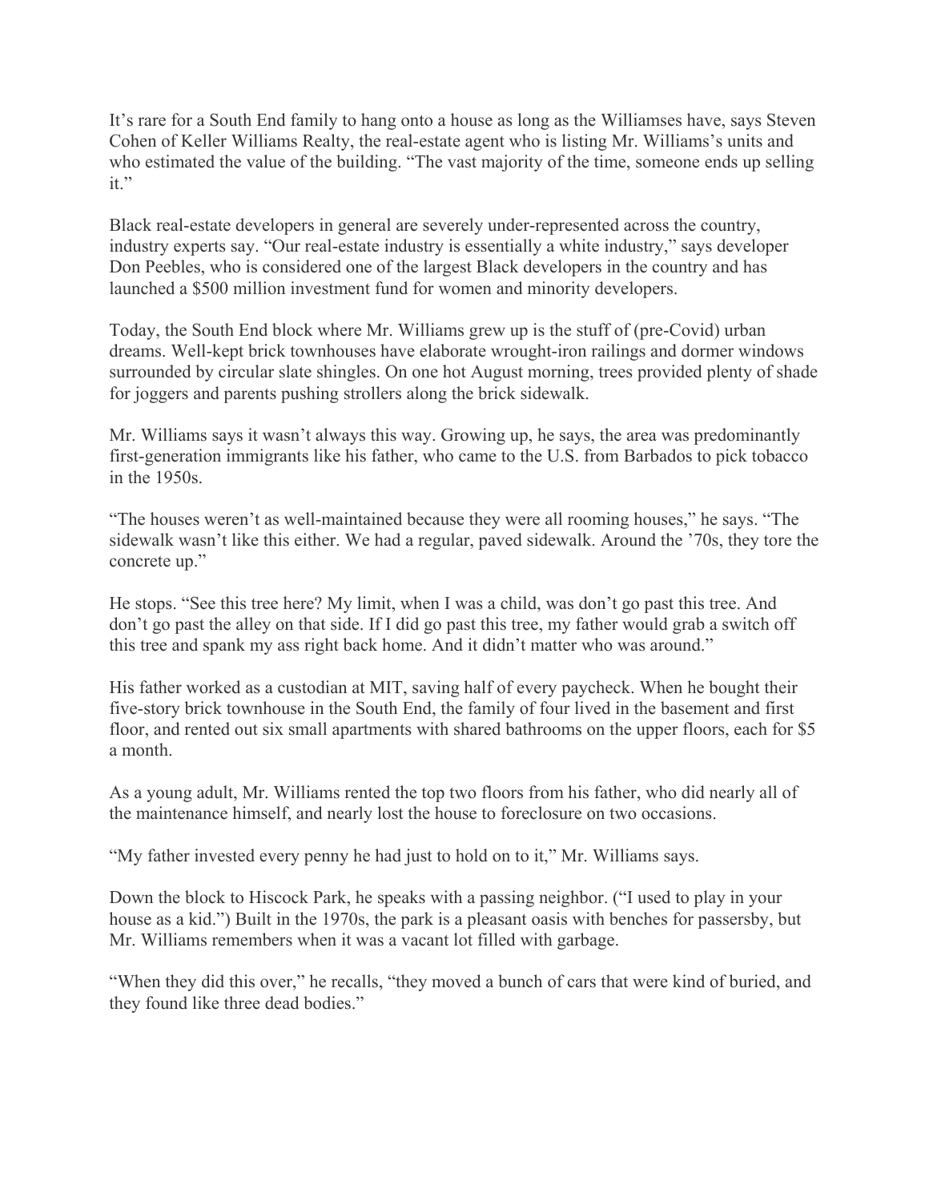It's rare for a South End family to hang onto a house as long as the Williamses have, says Steven Cohen of Keller Williams Realty, the real-estate agent who is listing Mr. Williams's units and who estimated the value of the building. "The vast majority of the time, someone ends up selling it."

Black real-estate developers in general are severely under-represented across the country, industry experts say. "Our real-estate industry is essentially a white industry," says developer Don Peebles, who is considered one of the largest Black developers in the country and has launched a $500 million investment fund for women and minority developers.

Today, the South End block where Mr. Williams grew up is the stuff of (pre-Covid) urban dreams. Well-kept brick townhouses have elaborate wrought-iron railings and dormer windows surrounded by circular slate shingles. On one hot August morning, trees provided plenty of shade for joggers and parents pushing strollers along the brick sidewalk.

Mr. Williams says it wasn't always this way. Growing up, he says, the area was predominantly first-generation immigrants like his father, who came to the U.S. from Barbados to pick tobacco in the 1950s.

"The houses weren't as well-maintained because they were all rooming houses," he says. "The sidewalk wasn't like this either. We had a regular, paved sidewalk. Around the '70s, they tore the concrete up."

He stops. "See this tree here? My limit, when I was a child, was don't go past this tree. And don't go past the alley on that side. If I did go past this tree, my father would grab a switch off this tree and spank my ass right back home. And it didn't matter who was around."

His father worked as a custodian at MIT, saving half of every paycheck. When he bought their five-story brick townhouse in the South End, the family of four lived in the basement and first floor, and rented out six small apartments with shared bathrooms on the upper floors, each for $5 a month.

As a young adult, Mr. Williams rented the top two floors from his father, who did nearly all of the maintenance himself, and nearly lost the house to foreclosure on two occasions.

"My father invested every penny he had just to hold on to it," Mr. Williams says.

Down the block to Hiscock Park, he speaks with a passing neighbor. ("I used to play in your house as a kid.") Built in the 1970s, the park is a pleasant oasis with benches for passersby, but Mr. Williams remembers when it was a vacant lot filled with garbage.

"When they did this over," he recalls, "they moved a bunch of cars that were kind of buried, and they found like three dead bodies."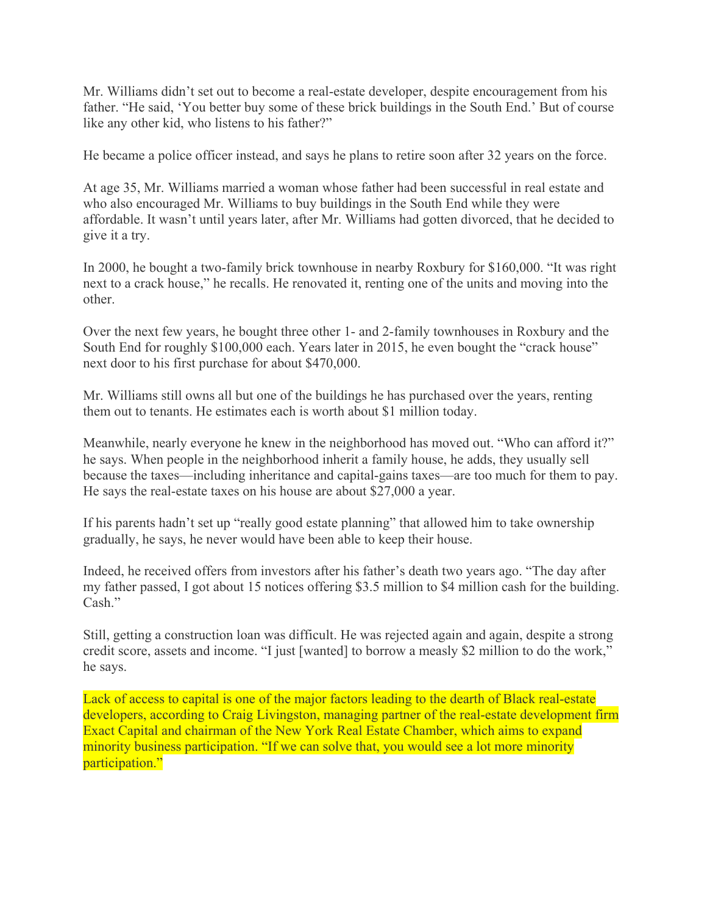Mr. Williams didn’t set out to become a real-estate developer, despite encouragement from his father. “He said, ‘You better buy some of these brick buildings in the South End.’ But of course like any other kid, who listens to his father?”

He became a police officer instead, and says he plans to retire soon after 32 years on the force.

At age 35, Mr. Williams married a woman whose father had been successful in real estate and who also encouraged Mr. Williams to buy buildings in the South End while they were affordable. It wasn’t until years later, after Mr. Williams had gotten divorced, that he decided to give it a try.

In 2000, he bought a two-family brick townhouse in nearby Roxbury for $160,000. “It was right next to a crack house,” he recalls. He renovated it, renting one of the units and moving into the other.

Over the next few years, he bought three other 1- and 2-family townhouses in Roxbury and the South End for roughly $100,000 each. Years later in 2015, he even bought the “crack house” next door to his first purchase for about $470,000.

Mr. Williams still owns all but one of the buildings he has purchased over the years, renting them out to tenants. He estimates each is worth about $1 million today.

Meanwhile, nearly everyone he knew in the neighborhood has moved out. “Who can afford it?” he says. When people in the neighborhood inherit a family house, he adds, they usually sell because the taxes—including inheritance and capital-gains taxes—are too much for them to pay. He says the real-estate taxes on his house are about $27,000 a year.

If his parents hadn’t set up “really good estate planning” that allowed him to take ownership gradually, he says, he never would have been able to keep their house.

Indeed, he received offers from investors after his father’s death two years ago. “The day after my father passed, I got about 15 notices offering $3.5 million to $4 million cash for the building. Cash.”

Still, getting a construction loan was difficult. He was rejected again and again, despite a strong credit score, assets and income. “I just [wanted] to borrow a measly $2 million to do the work,” he says.

Lack of access to capital is one of the major factors leading to the dearth of Black real-estate developers, according to Craig Livingston, managing partner of the real-estate development firm Exact Capital and chairman of the New York Real Estate Chamber, which aims to expand minority business participation. “If we can solve that, you would see a lot more minority participation.”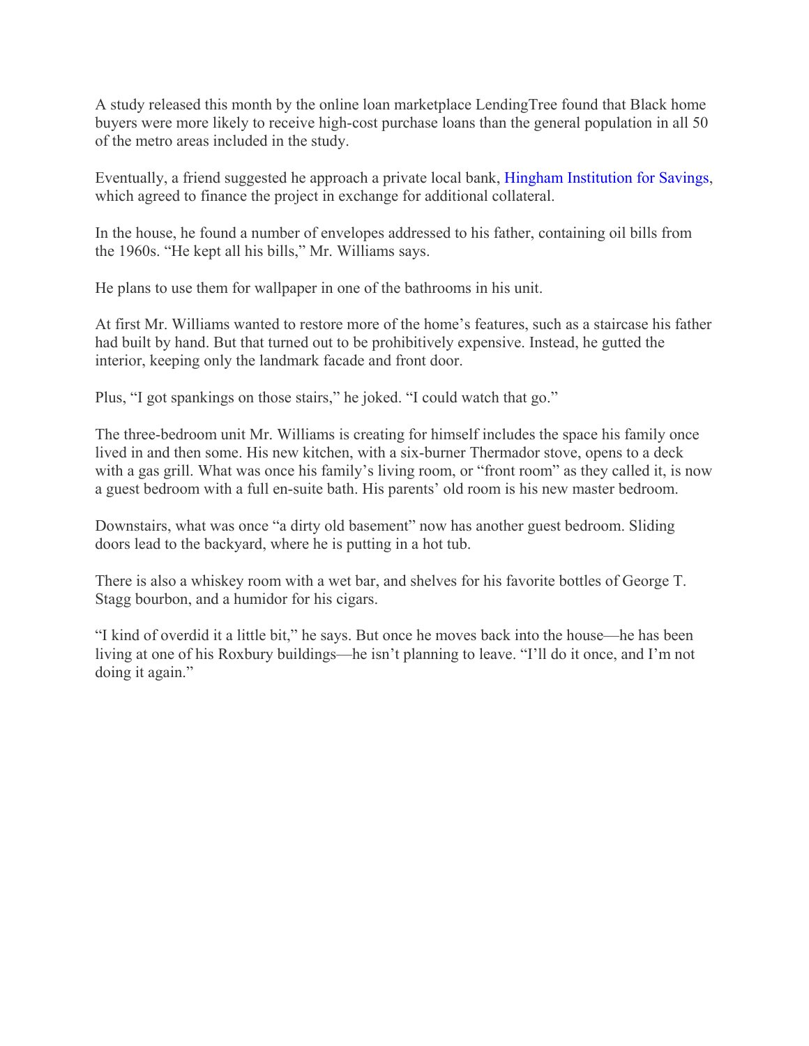A study released this month by the online loan marketplace LendingTree found that Black home buyers were more likely to receive high-cost purchase loans than the general population in all 50 of the metro areas included in the study.

Eventually, a friend suggested he approach a private local bank, Hingham Institution for Savings, which agreed to finance the project in exchange for additional collateral.

In the house, he found a number of envelopes addressed to his father, containing oil bills from the 1960s. "He kept all his bills," Mr. Williams says.

He plans to use them for wallpaper in one of the bathrooms in his unit.

At first Mr. Williams wanted to restore more of the home's features, such as a staircase his father had built by hand. But that turned out to be prohibitively expensive. Instead, he gutted the interior, keeping only the landmark facade and front door.

Plus, "I got spankings on those stairs," he joked. "I could watch that go."

The three-bedroom unit Mr. Williams is creating for himself includes the space his family once lived in and then some. His new kitchen, with a six-burner Thermador stove, opens to a deck with a gas grill. What was once his family's living room, or "front room" as they called it, is now a guest bedroom with a full en-suite bath. His parents' old room is his new master bedroom.

Downstairs, what was once "a dirty old basement" now has another guest bedroom. Sliding doors lead to the backyard, where he is putting in a hot tub.

There is also a whiskey room with a wet bar, and shelves for his favorite bottles of George T. Stagg bourbon, and a humidor for his cigars.

"I kind of overdid it a little bit," he says. But once he moves back into the house—he has been living at one of his Roxbury buildings—he isn't planning to leave. "I'll do it once, and I'm not doing it again."